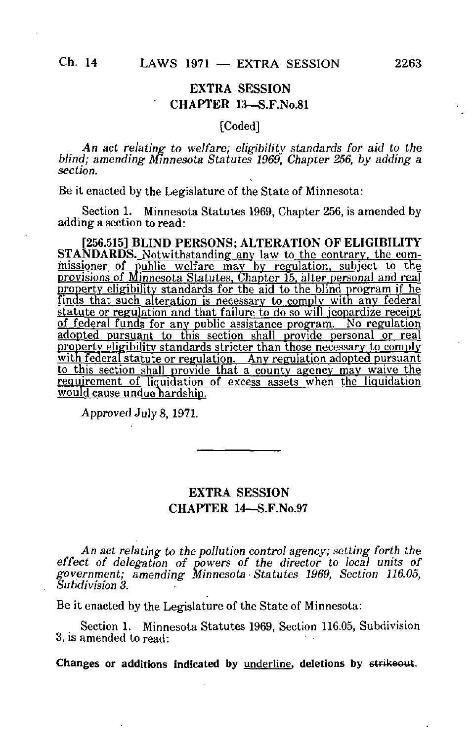## EXTRA SESSION
## CHAPTER 13—S.F.No.81

[Coded]

*An act relating to welfare; eligibility standards for aid to the blind; amending Minnesota Statutes 1969, Chapter 256, by adding a section.*

Be it enacted by the Legislature of the State of Minnesota:

Section 1. Minnesota Statutes 1969, Chapter 256, is amended by adding a section to read:

**[256.515] BLIND PERSONS; ALTERATION OF ELIGIBILITY STANDARDS.** Notwithstanding any law to the contrary, the commissioner of public welfare may by regulation, subject to the provisions of Minnesota Statutes, Chapter 15, alter personal and real property eligibility standards for the aid to the blind program if he finds that such alteration is necessary to comply with any federal statute or regulation and that failure to do so will jeopardize receipt of federal funds for any public assistance program. No regulation adopted pursuant to this section shall provide personal or real property eligibility standards stricter than those necessary to comply with federal statute or regulation. Any regulation adopted pursuant to this section shall provide that a county agency may waive the requirement of liquidation of excess assets when the liquidation would cause undue hardship.

Approved July 8, 1971.

---

## EXTRA SESSION
## CHAPTER 14—S.F.No.97

*An act relating to the pollution control agency; setting forth the effect of delegation of powers of the director to local units of government; amending Minnesota Statutes 1969, Section 116.05, Subdivision 3.*

Be it enacted by the Legislature of the State of Minnesota:

Section 1. Minnesota Statutes 1969, Section 116.05, Subdivision 3, is amended to read:

**Changes or additions indicated by underline, deletions by ~~strikeout~~.**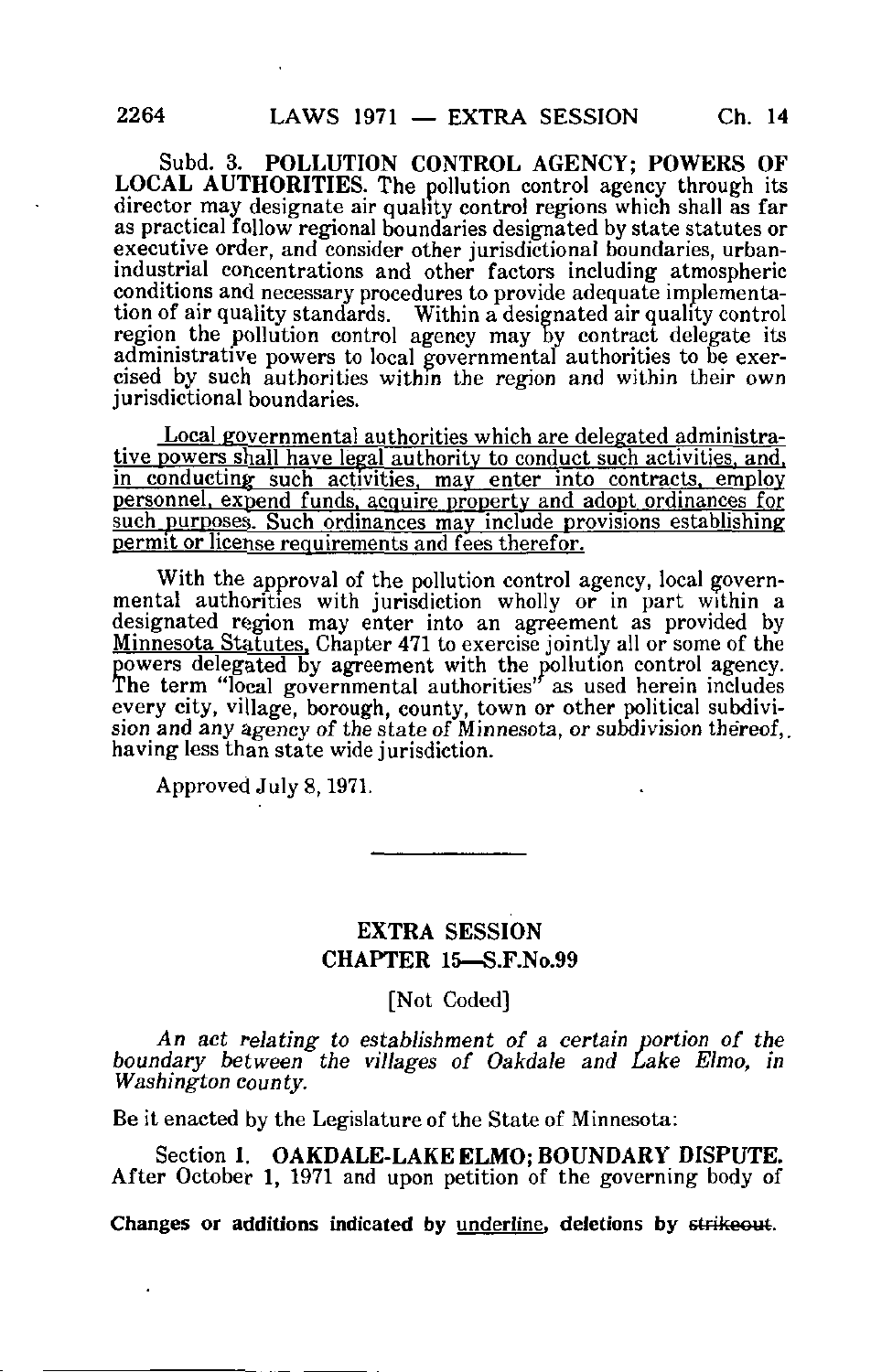Subd. 3. **POLLUTION CONTROL AGENCY; POWERS OF LOCAL AUTHORITIES.** The pollution control agency through its director may designate air quality control regions which shall as far as practical follow regional boundaries designated by state statutes or executive order, and consider other jurisdictional boundaries, urban-industrial concentrations and other factors including atmospheric conditions and necessary procedures to provide adequate implementation of air quality standards. Within a designated air quality control region the pollution control agency may by contract delegate its administrative powers to local governmental authorities to be exercised by such authorities within the region and within their own jurisdictional boundaries.

<u>Local governmental authorities which are delegated administrative powers shall have legal authority to conduct such activities, and, in conducting such activities, may enter into contracts, employ personnel, expend funds, acquire property and adopt ordinances for such purposes. Such ordinances may include provisions establishing permit or license requirements and fees therefor.</u>

With the approval of the pollution control agency, local governmental authorities with jurisdiction wholly or in part within a designated region may enter into an agreement as provided by <u>Minnesota Statutes,</u> Chapter 471 to exercise jointly all or some of the powers delegated by agreement with the pollution control agency. The term "local governmental authorities" as used herein includes every city, village, borough, county, town or other political subdivision and any agency of the state of Minnesota, or subdivision thereof, having less than state wide jurisdiction.

Approved July 8, 1971.

---

## EXTRA SESSION
## CHAPTER 15—S.F.No.99

[Not Coded]

*An act relating to establishment of a certain portion of the boundary between the villages of Oakdale and Lake Elmo, in Washington county.*

Be it enacted by the Legislature of the State of Minnesota:

Section 1. **OAKDALE-LAKE ELMO; BOUNDARY DISPUTE.** After October 1, 1971 and upon petition of the governing body of

**Changes or additions indicated by <u>underline</u>, deletions by ~~strikeout~~.**